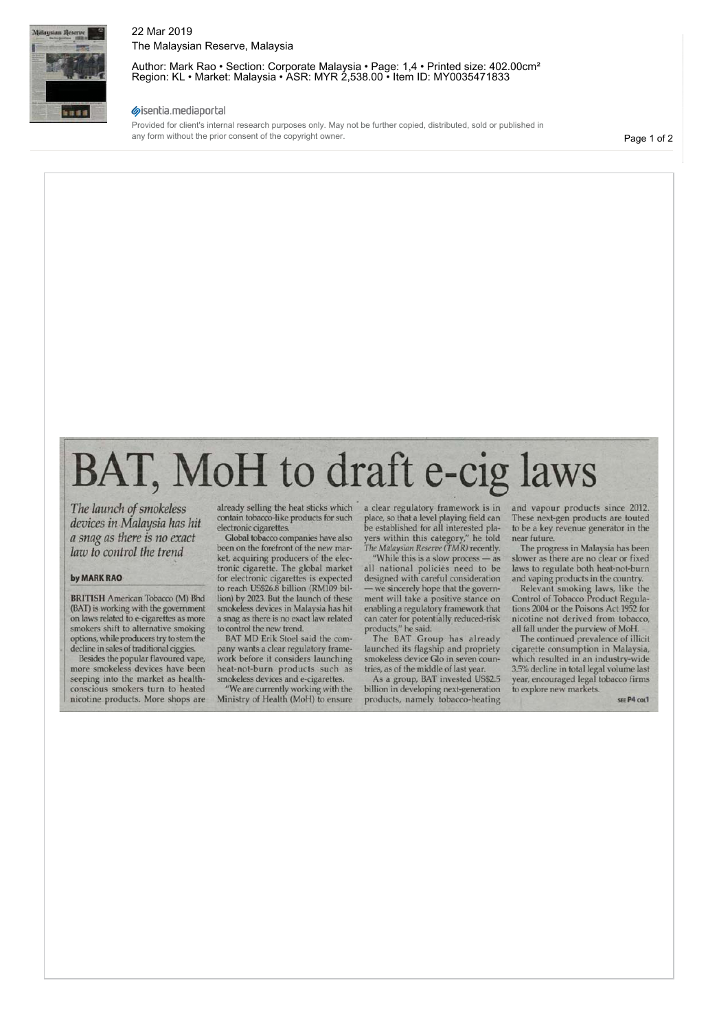# BAT, MoH to draft e-cig laws

*The launch of smokeless devices in Malaysia has hit a snag as there is no exact law to control the trend*

**by MARK RAO**

**BRITISH** American Tobacco (M) Bhd (BAT) is working with the government on laws related to e-cigarettes as more smokers shift to alternative smoking options, while producers try to stem the decline in sales of traditional ciggies.

Besides the popular flavoured vape, more smokeless devices have been seeping into the market as health-conscious smokers turn to heated nicotine products. More shops are already selling the heat sticks which contain tobacco-like products for such electronic cigarettes.

Global tobacco companies have also been on the forefront of the new market, acquiring producers of the electronic cigarette. The global market for electronic cigarettes is expected to reach US$26.8 billion (RM109 billion) by 2023. But the launch of these smokeless devices in Malaysia has hit a snag as there is no exact law related to control the new trend.

BAT MD Erik Stoel said the company wants a clear regulatory framework before it considers launching heat-not-burn products such as smokeless devices and e-cigarettes.

"We are currently working with the Ministry of Health (MoH) to ensure a clear regulatory framework is in place, so that a level playing field can be established for all interested players within this category," he told *The Malaysian Reserve (TMR)* recently.

"While this is a slow process — as all national policies need to be designed with careful consideration — we sincerely hope that the government will take a positive stance on enabling a regulatory framework that can cater for potentially reduced-risk products," he said.

The BAT Group has already launched its flagship and propriety smokeless device Glo in seven countries, as of the middle of last year.

As a group, BAT invested US$2.5 billion in developing next-generation products, namely tobacco-heating and vapour products since 2012. These next-gen products are touted to be a key revenue generator in the near future.

The progress in Malaysia has been slower as there are no clear or fixed laws to regulate both heat-not-burn and vaping products in the country.

Relevant smoking laws, like the Control of Tobacco Product Regulations 2004 or the Poisons Act 1952 for nicotine not derived from tobacco, all fall under the purview of MoH.

The continued prevalence of illicit cigarette consumption in Malaysia, which resulted in an industry-wide 3.5% decline in total legal volume last year, encouraged legal tobacco firms to explore new markets.

SEE P4 col1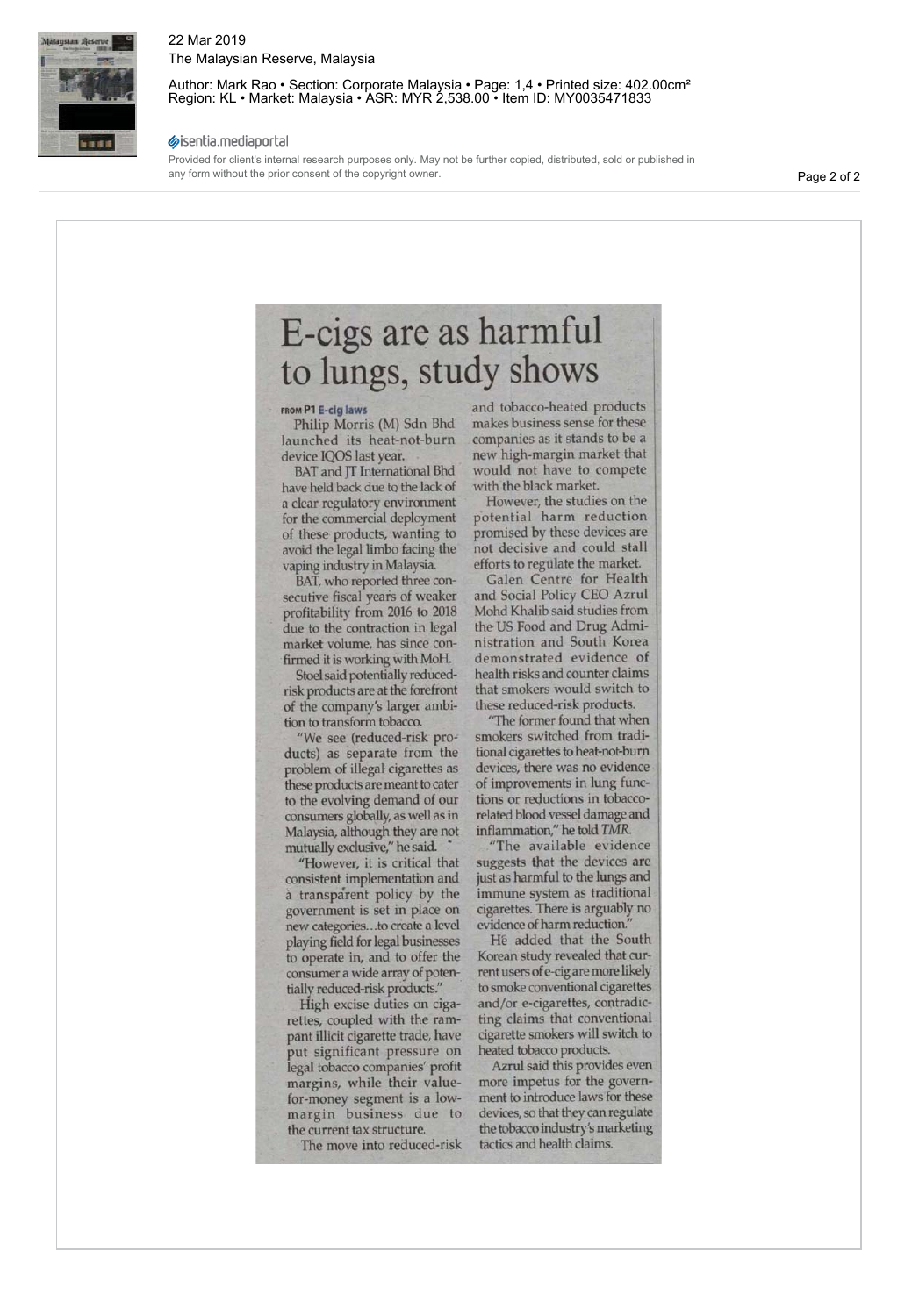# E-cigs are as harmful to lungs, study shows

FROM P1 E-cig laws

Philip Morris (M) Sdn Bhd launched its heat-not-burn device IQOS last year.

BAT and JT International Bhd have held back due to the lack of a clear regulatory environment for the commercial deployment of these products, wanting to avoid the legal limbo facing the vaping industry in Malaysia.

BAT, who reported three consecutive fiscal years of weaker profitability from 2016 to 2018 due to the contraction in legal market volume, has since confirmed it is working with MoH.

Stoel said potentially reduced-risk products are at the forefront of the company's larger ambition to transform tobacco.

"We see (reduced-risk products) as separate from the problem of illegal cigarettes as these products are meant to cater to the evolving demand of our consumers globally, as well as in Malaysia, although they are not mutually exclusive," he said.

"However, it is critical that consistent implementation and a transparent policy by the government is set in place on new categories…to create a level playing field for legal businesses to operate in, and to offer the consumer a wide array of potentially reduced-risk products."

High excise duties on cigarettes, coupled with the rampant illicit cigarette trade, have put significant pressure on legal tobacco companies' profit margins, while their value-for-money segment is a low-margin business due to the current tax structure.

The move into reduced-risk and tobacco-heated products makes business sense for these companies as it stands to be a new high-margin market that would not have to compete with the black market.

However, the studies on the potential harm reduction promised by these devices are not decisive and could stall efforts to regulate the market.

Galen Centre for Health and Social Policy CEO Azrul Mohd Khalib said studies from the US Food and Drug Administration and South Korea demonstrated evidence of health risks and counter claims that smokers would switch to these reduced-risk products.

"The former found that when smokers switched from traditional cigarettes to heat-not-burn devices, there was no evidence of improvements in lung functions or reductions in tobacco-related blood vessel damage and inflammation," he told *TMR*.

"The available evidence suggests that the devices are just as harmful to the lungs and immune system as traditional cigarettes. There is arguably no evidence of harm reduction."

He added that the South Korean study revealed that current users of e-cig are more likely to smoke conventional cigarettes and/or e-cigarettes, contradicting claims that conventional cigarette smokers will switch to heated tobacco products.

Azrul said this provides even more impetus for the government to introduce laws for these devices, so that they can regulate the tobacco industry's marketing tactics and health claims.